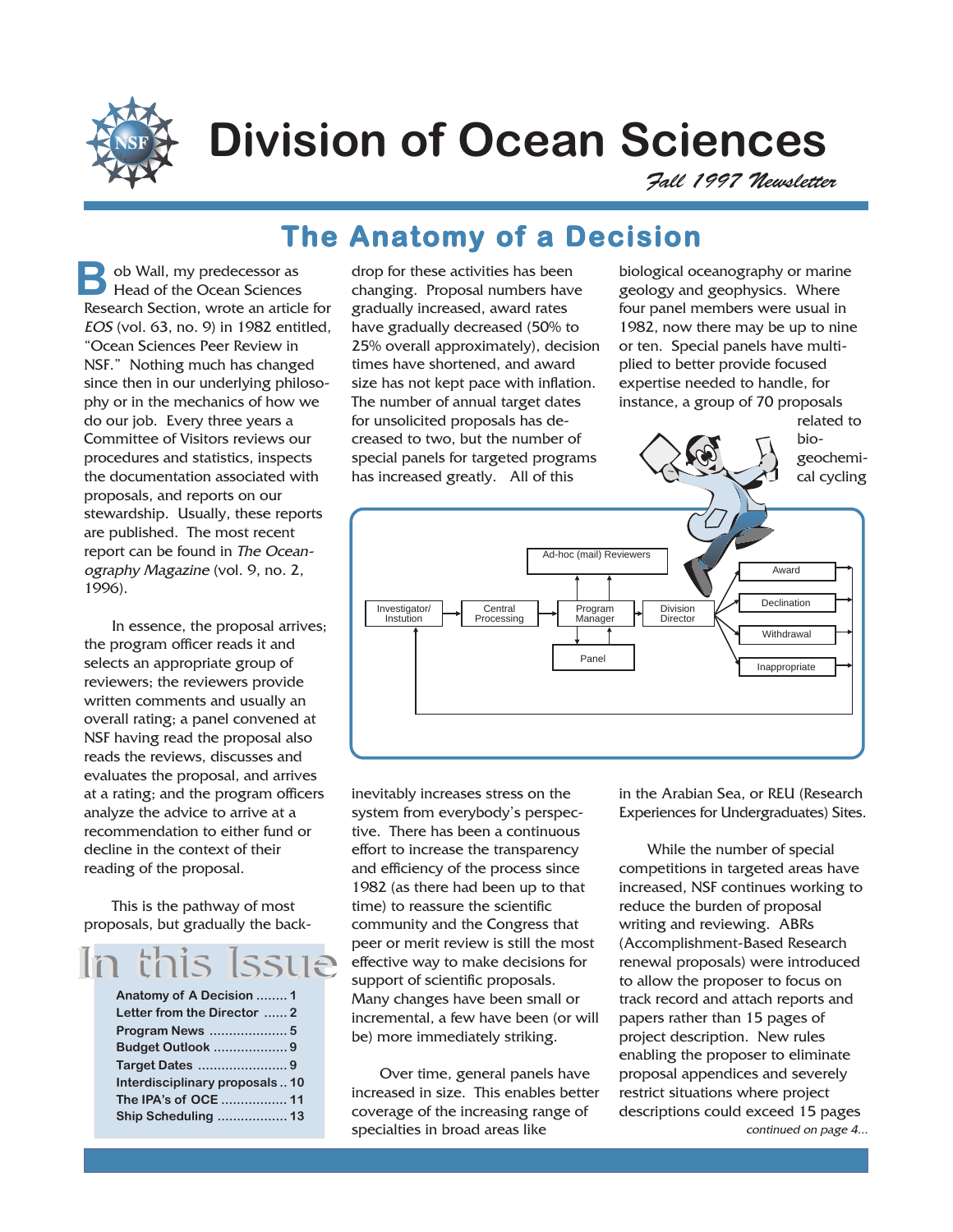# Division of Ocean Sciences

*Fall 1997 Newsletter*

## The Anatomy of a Decision

Bob Wall, my predecessor as Head of the Ocean Sciences Research Section, wrote an article for *EOS* (vol. 63, no. 9) in 1982 entitled, "Ocean Sciences Peer Review in NSF." Nothing much has changed since then in our underlying philosophy or in the mechanics of how we do our job. Every three years a Committee of Visitors reviews our procedures and statistics, inspects the documentation associated with proposals, and reports on our stewardship. Usually, these reports are published. The most recent report can be found in *The Oceanography Magazine* (vol. 9, no. 2, 1996).

In essence, the proposal arrives; the program officer reads it and selects an appropriate group of reviewers; the reviewers provide written comments and usually an overall rating; a panel convened at NSF having read the proposal also reads the reviews, discusses and evaluates the proposal, and arrives at a rating; and the program officers analyze the advice to arrive at a recommendation to either fund or decline in the context of their reading of the proposal.

This is the pathway of most proposals, but gradually the backdrop for these activities has been changing. Proposal numbers have gradually increased, award rates have gradually decreased (50% to 25% overall approximately), decision times have shortened, and award size has not kept pace with inflation. The number of annual target dates for unsolicited proposals has decreased to two, but the number of special panels for targeted programs has increased greatly. All of this inevitably increases stress on the system from everybody's perspective. There has been a continuous effort to increase the transparency and efficiency of the process since 1982 (as there had been up to that time) to reassure the scientific community and the Congress that peer or merit review is still the most effective way to make decisions for support of scientific proposals. Many changes have been small or incremental, a few have been (or will be) more immediately striking.

Over time, general panels have increased in size. This enables better coverage of the increasing range of specialties in broad areas like biological oceanography or marine geology and geophysics. Where four panel members were usual in 1982, now there may be up to nine or ten. Special panels have multiplied to better provide focused expertise needed to handle, for instance, a group of 70 proposals related to biogeochemical cycling in the Arabian Sea, or REU (Research Experiences for Undergraduates) Sites.

Investigator/Instution → Central Processing → Program Manager → Division Director → Award / Declination / Withdrawal / Inappropriate

Program Manager ↔ Ad-hoc (mail) Reviewers; Program Manager ↔ Panel

While the number of special competitions in targeted areas have increased, NSF continues working to reduce the burden of proposal writing and reviewing. ABRs (Accomplishment-Based Research renewal proposals) were introduced to allow the proposer to focus on track record and attach reports and papers rather than 15 pages of project description. New rules enabling the proposer to eliminate proposal appendices and severely restrict situations where project descriptions could exceed 15 pages

*continued on page 4...*

### In this Issue

- Anatomy of A Decision ........ 1
- Letter from the Director ...... 2
- Program News .................... 5
- Budget Outlook ................... 9
- Target Dates ....................... 9
- Interdisciplinary proposals .. 10
- The IPA's of OCE ................. 11
- Ship Scheduling .................. 13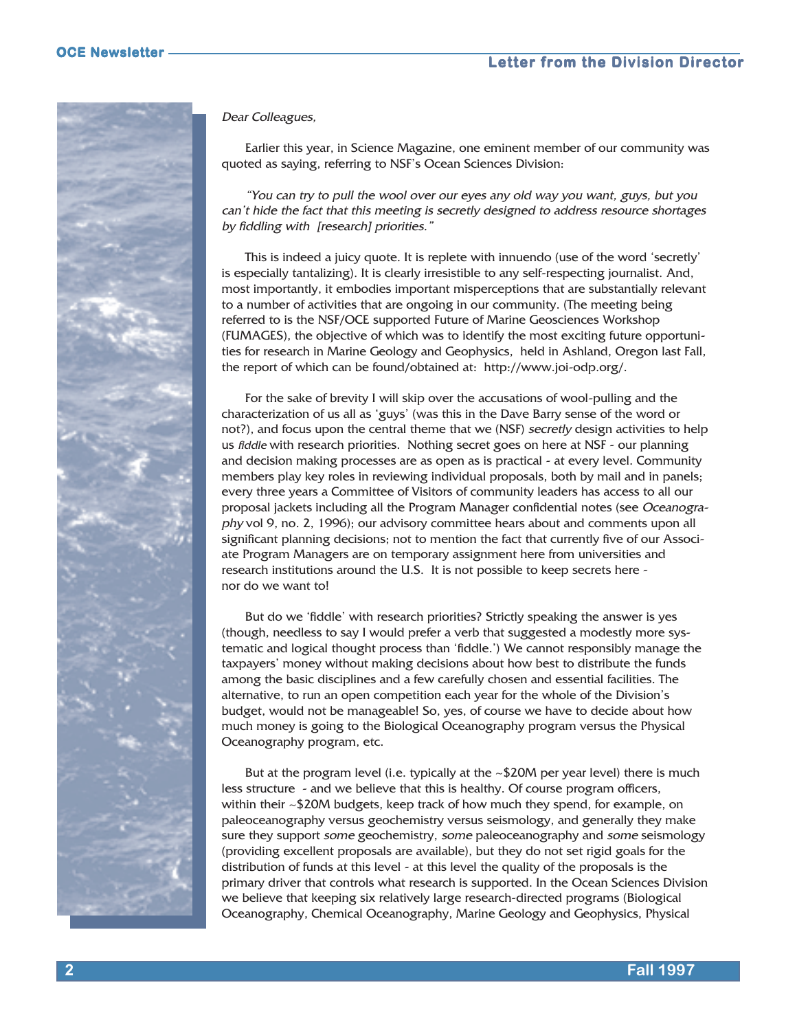## Letter from the Division Director

*Dear Colleagues,*

Earlier this year, in Science Magazine, one eminent member of our community was quoted as saying, referring to NSF's Ocean Sciences Division:

*"You can try to pull the wool over our eyes any old way you want, guys, but you can't hide the fact that this meeting is secretly designed to address resource shortages by fiddling with [research] priorities."*

This is indeed a juicy quote. It is replete with innuendo (use of the word 'secretly' is especially tantalizing). It is clearly irresistible to any self-respecting journalist. And, most importantly, it embodies important misperceptions that are substantially relevant to a number of activities that are ongoing in our community. (The meeting being referred to is the NSF/OCE supported Future of Marine Geosciences Workshop (FUMAGES), the objective of which was to identify the most exciting future opportunities for research in Marine Geology and Geophysics, held in Ashland, Oregon last Fall, the report of which can be found/obtained at: http://www.joi-odp.org/.

For the sake of brevity I will skip over the accusations of wool-pulling and the characterization of us all as 'guys' (was this in the Dave Barry sense of the word or not?), and focus upon the central theme that we (NSF) *secretly* design activities to help us *fiddle* with research priorities. Nothing secret goes on here at NSF - our planning and decision making processes are as open as is practical - at every level. Community members play key roles in reviewing individual proposals, both by mail and in panels; every three years a Committee of Visitors of community leaders has access to all our proposal jackets including all the Program Manager confidential notes (see *Oceanography* vol 9, no. 2, 1996); our advisory committee hears about and comments upon all significant planning decisions; not to mention the fact that currently five of our Associate Program Managers are on temporary assignment here from universities and research institutions around the U.S. It is not possible to keep secrets here - nor do we want to!

But do we 'fiddle' with research priorities? Strictly speaking the answer is yes (though, needless to say I would prefer a verb that suggested a modestly more systematic and logical thought process than 'fiddle.') We cannot responsibly manage the taxpayers' money without making decisions about how best to distribute the funds among the basic disciplines and a few carefully chosen and essential facilities. The alternative, to run an open competition each year for the whole of the Division's budget, would not be manageable! So, yes, of course we have to decide about how much money is going to the Biological Oceanography program versus the Physical Oceanography program, etc.

But at the program level (i.e. typically at the ~$20M per year level) there is much less structure - and we believe that this is healthy. Of course program officers, within their ~$20M budgets, keep track of how much they spend, for example, on paleoceanography versus geochemistry versus seismology, and generally they make sure they support *some* geochemistry, *some* paleoceanography and *some* seismology (providing excellent proposals are available), but they do not set rigid goals for the distribution of funds at this level - at this level the quality of the proposals is the primary driver that controls what research is supported. In the Ocean Sciences Division we believe that keeping six relatively large research-directed programs (Biological Oceanography, Chemical Oceanography, Marine Geology and Geophysics, Physical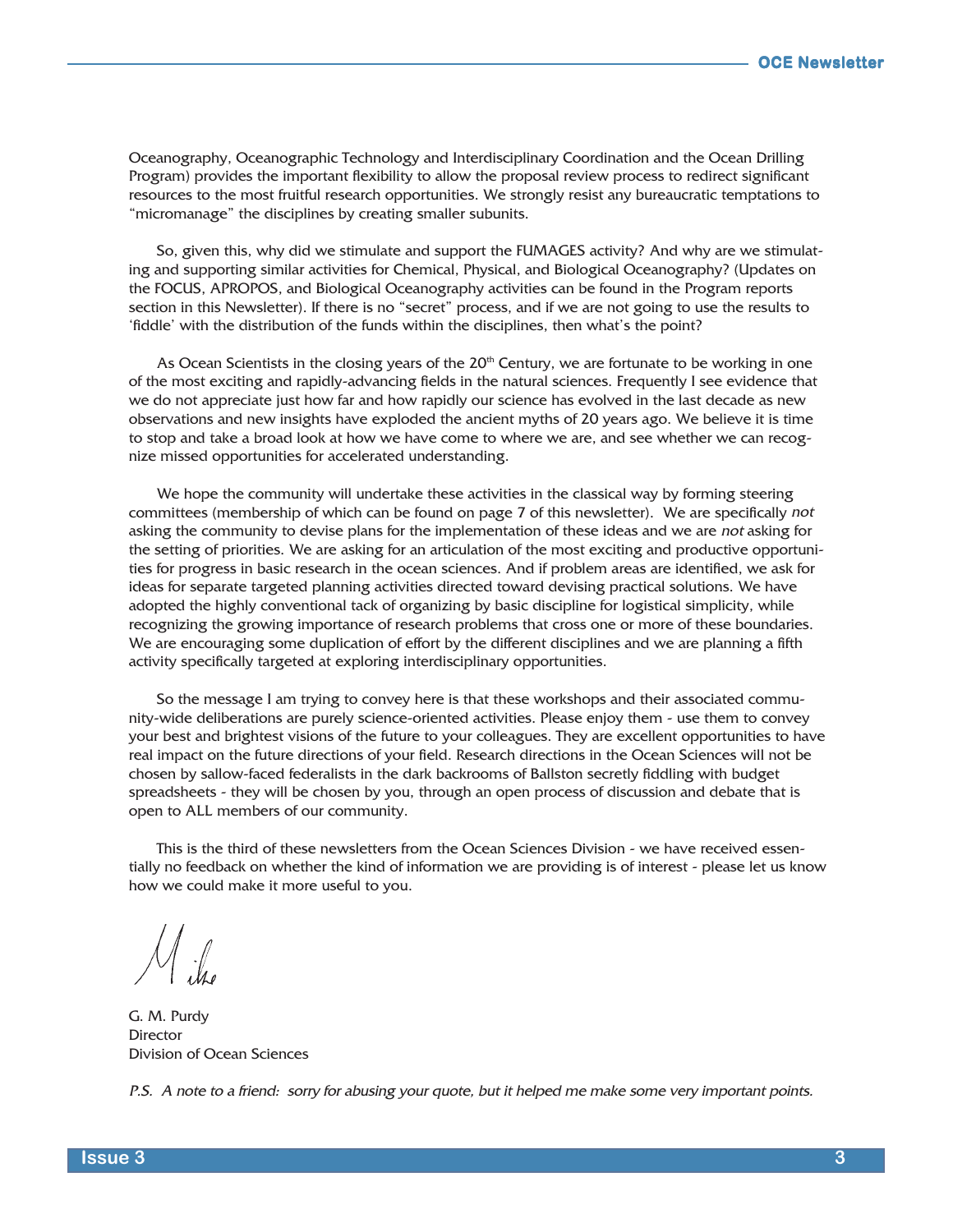Oceanography, Oceanographic Technology and Interdisciplinary Coordination and the Ocean Drilling Program) provides the important flexibility to allow the proposal review process to redirect significant resources to the most fruitful research opportunities. We strongly resist any bureaucratic temptations to "micromanage" the disciplines by creating smaller subunits.

So, given this, why did we stimulate and support the FUMAGES activity? And why are we stimulating and supporting similar activities for Chemical, Physical, and Biological Oceanography? (Updates on the FOCUS, APROPOS, and Biological Oceanography activities can be found in the Program reports section in this Newsletter). If there is no "secret" process, and if we are not going to use the results to 'fiddle' with the distribution of the funds within the disciplines, then what's the point?

As Ocean Scientists in the closing years of the 20th Century, we are fortunate to be working in one of the most exciting and rapidly-advancing fields in the natural sciences. Frequently I see evidence that we do not appreciate just how far and how rapidly our science has evolved in the last decade as new observations and new insights have exploded the ancient myths of 20 years ago. We believe it is time to stop and take a broad look at how we have come to where we are, and see whether we can recognize missed opportunities for accelerated understanding.

We hope the community will undertake these activities in the classical way by forming steering committees (membership of which can be found on page 7 of this newsletter). We are specifically *not* asking the community to devise plans for the implementation of these ideas and we are *not* asking for the setting of priorities. We are asking for an articulation of the most exciting and productive opportunities for progress in basic research in the ocean sciences. And if problem areas are identified, we ask for ideas for separate targeted planning activities directed toward devising practical solutions. We have adopted the highly conventional tack of organizing by basic discipline for logistical simplicity, while recognizing the growing importance of research problems that cross one or more of these boundaries. We are encouraging some duplication of effort by the different disciplines and we are planning a fifth activity specifically targeted at exploring interdisciplinary opportunities.

So the message I am trying to convey here is that these workshops and their associated community-wide deliberations are purely science-oriented activities. Please enjoy them - use them to convey your best and brightest visions of the future to your colleagues. They are excellent opportunities to have real impact on the future directions of your field. Research directions in the Ocean Sciences will not be chosen by sallow-faced federalists in the dark backrooms of Ballston secretly fiddling with budget spreadsheets - they will be chosen by you, through an open process of discussion and debate that is open to ALL members of our community.

This is the third of these newsletters from the Ocean Sciences Division - we have received essentially no feedback on whether the kind of information we are providing is of interest - please let us know how we could make it more useful to you.

Mike

G. M. Purdy
Director
Division of Ocean Sciences

*P.S. A note to a friend: sorry for abusing your quote, but it helped me make some very important points.*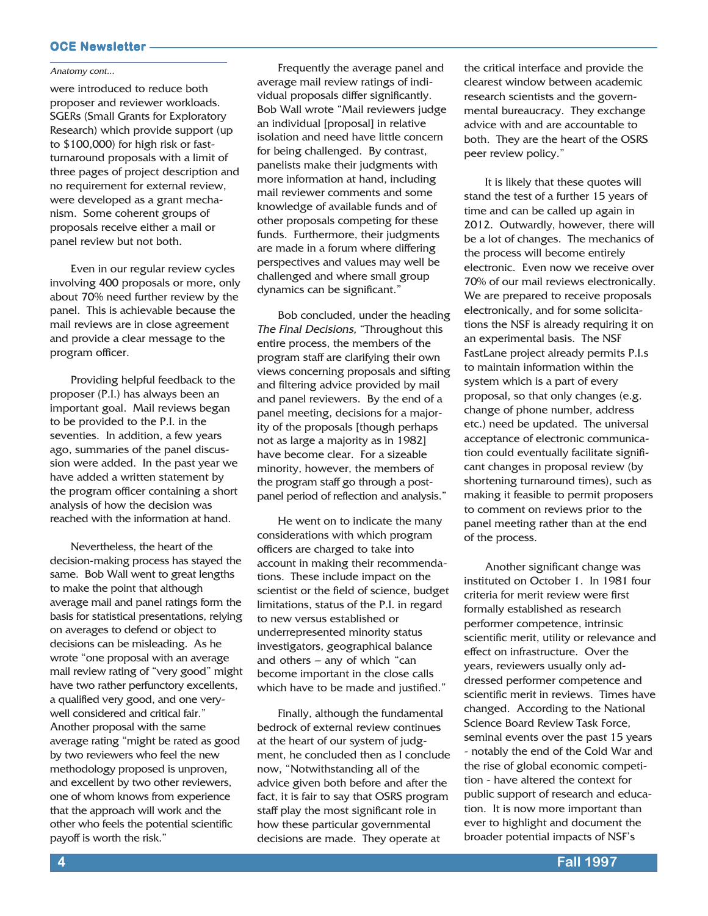*Anatomy cont...*

were introduced to reduce both proposer and reviewer workloads. SGERs (Small Grants for Exploratory Research) which provide support (up to $100,000) for high risk or fast-turnaround proposals with a limit of three pages of project description and no requirement for external review, were developed as a grant mechanism. Some coherent groups of proposals receive either a mail or panel review but not both.

Even in our regular review cycles involving 400 proposals or more, only about 70% need further review by the panel. This is achievable because the mail reviews are in close agreement and provide a clear message to the program officer.

Providing helpful feedback to the proposer (P.I.) has always been an important goal. Mail reviews began to be provided to the P.I. in the seventies. In addition, a few years ago, summaries of the panel discussion were added. In the past year we have added a written statement by the program officer containing a short analysis of how the decision was reached with the information at hand.

Nevertheless, the heart of the decision-making process has stayed the same. Bob Wall went to great lengths to make the point that although average mail and panel ratings form the basis for statistical presentations, relying on averages to defend or object to decisions can be misleading. As he wrote "one proposal with an average mail review rating of "very good" might have two rather perfunctory excellents, a qualified very good, and one very-well considered and critical fair." Another proposal with the same average rating "might be rated as good by two reviewers who feel the new methodology proposed is unproven, and excellent by two other reviewers, one of whom knows from experience that the approach will work and the other who feels the potential scientific payoff is worth the risk."

Frequently the average panel and average mail review ratings of individual proposals differ significantly. Bob Wall wrote "Mail reviewers judge an individual [proposal] in relative isolation and need have little concern for being challenged. By contrast, panelists make their judgments with more information at hand, including mail reviewer comments and some knowledge of available funds and of other proposals competing for these funds. Furthermore, their judgments are made in a forum where differing perspectives and values may well be challenged and where small group dynamics can be significant."

Bob concluded, under the heading *The Final Decisions,* "Throughout this entire process, the members of the program staff are clarifying their own views concerning proposals and sifting and filtering advice provided by mail and panel reviewers. By the end of a panel meeting, decisions for a majority of the proposals [though perhaps not as large a majority as in 1982] have become clear. For a sizeable minority, however, the members of the program staff go through a post-panel period of reflection and analysis."

He went on to indicate the many considerations with which program officers are charged to take into account in making their recommendations. These include impact on the scientist or the field of science, budget limitations, status of the P.I. in regard to new versus established or underrepresented minority status investigators, geographical balance and others – any of which "can become important in the close calls which have to be made and justified."

Finally, although the fundamental bedrock of external review continues at the heart of our system of judgment, he concluded then as I conclude now, "Notwithstanding all of the advice given both before and after the fact, it is fair to say that OSRS program staff play the most significant role in how these particular governmental decisions are made. They operate at the critical interface and provide the clearest window between academic research scientists and the governmental bureaucracy. They exchange advice with and are accountable to both. They are the heart of the OSRS peer review policy."

It is likely that these quotes will stand the test of a further 15 years of time and can be called up again in 2012. Outwardly, however, there will be a lot of changes. The mechanics of the process will become entirely electronic. Even now we receive over 70% of our mail reviews electronically. We are prepared to receive proposals electronically, and for some solicitations the NSF is already requiring it on an experimental basis. The NSF FastLane project already permits P.I.s to maintain information within the system which is a part of every proposal, so that only changes (e.g. change of phone number, address etc.) need be updated. The universal acceptance of electronic communication could eventually facilitate significant changes in proposal review (by shortening turnaround times), such as making it feasible to permit proposers to comment on reviews prior to the panel meeting rather than at the end of the process.

Another significant change was instituted on October 1. In 1981 four criteria for merit review were first formally established as research performer competence, intrinsic scientific merit, utility or relevance and effect on infrastructure. Over the years, reviewers usually only addressed performer competence and scientific merit in reviews. Times have changed. According to the National Science Board Review Task Force, seminal events over the past 15 years - notably the end of the Cold War and the rise of global economic competition - have altered the context for public support of research and education. It is now more important than ever to highlight and document the broader potential impacts of NSF's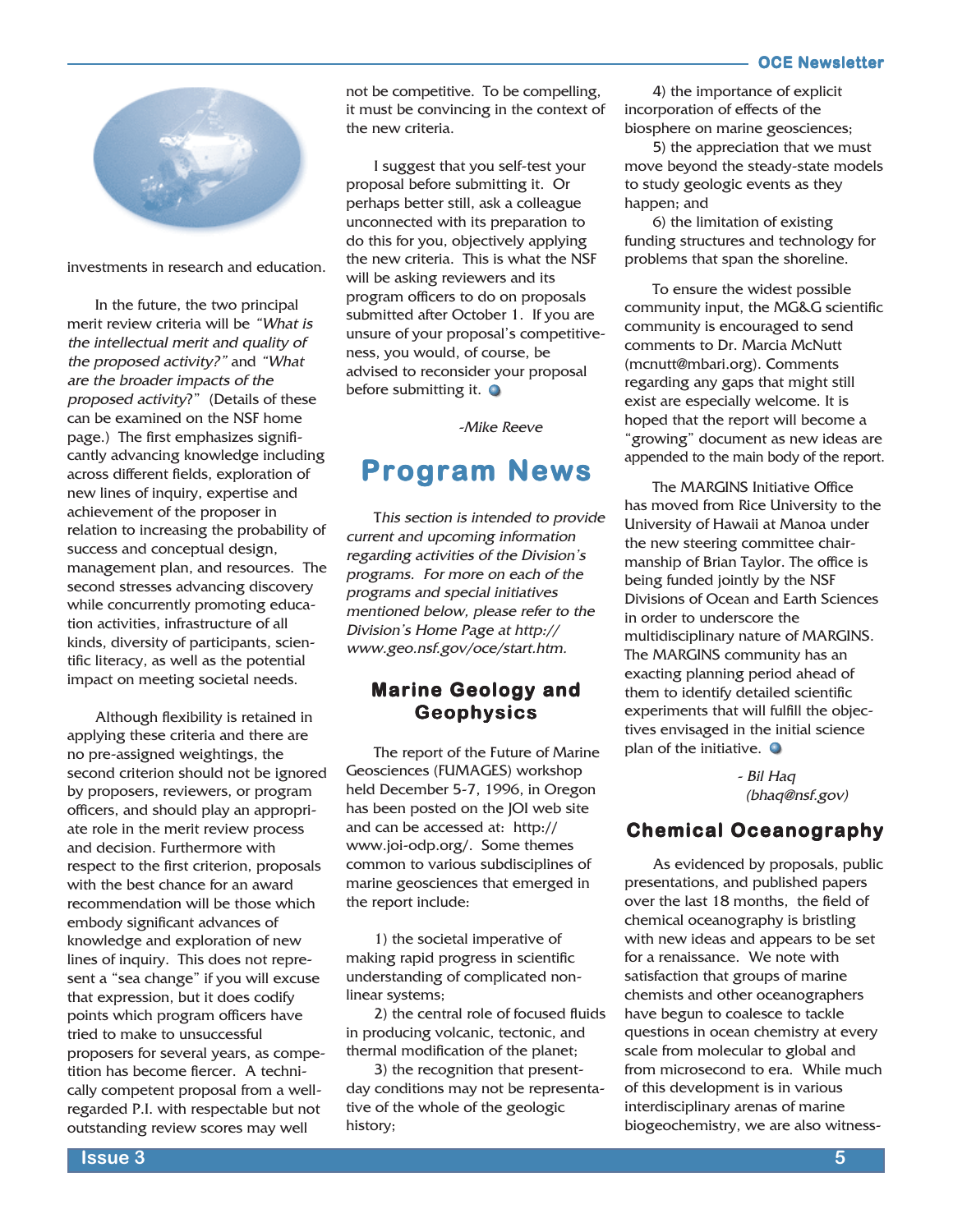investments in research and education.

In the future, the two principal merit review criteria will be *"What is the intellectual merit and quality of the proposed activity?"* and *"What are the broader impacts of the proposed activity*?" (Details of these can be examined on the NSF home page.) The first emphasizes significantly advancing knowledge including across different fields, exploration of new lines of inquiry, expertise and achievement of the proposer in relation to increasing the probability of success and conceptual design, management plan, and resources. The second stresses advancing discovery while concurrently promoting education activities, infrastructure of all kinds, diversity of participants, scientific literacy, as well as the potential impact on meeting societal needs.

Although flexibility is retained in applying these criteria and there are no pre-assigned weightings, the second criterion should not be ignored by proposers, reviewers, or program officers, and should play an appropriate role in the merit review process and decision. Furthermore with respect to the first criterion, proposals with the best chance for an award recommendation will be those which embody significant advances of knowledge and exploration of new lines of inquiry. This does not represent a "sea change" if you will excuse that expression, but it does codify points which program officers have tried to make to unsuccessful proposers for several years, as competition has become fiercer. A technically competent proposal from a well-regarded P.I. with respectable but not outstanding review scores may well not be competitive. To be compelling, it must be convincing in the context of the new criteria.

I suggest that you self-test your proposal before submitting it. Or perhaps better still, ask a colleague unconnected with its preparation to do this for you, objectively applying the new criteria. This is what the NSF will be asking reviewers and its program officers to do on proposals submitted after October 1. If you are unsure of your proposal's competitiveness, you would, of course, be advised to reconsider your proposal before submitting it.

*-Mike Reeve*

# Program News

*This section is intended to provide current and upcoming information regarding activities of the Division's programs. For more on each of the programs and special initiatives mentioned below, please refer to the Division's Home Page at http://www.geo.nsf.gov/oce/start.htm.*

## Marine Geology and Geophysics

The report of the Future of Marine Geosciences (FUMAGES) workshop held December 5-7, 1996, in Oregon has been posted on the JOI web site and can be accessed at: http://www.joi-odp.org/. Some themes common to various subdisciplines of marine geosciences that emerged in the report include:

1) the societal imperative of making rapid progress in scientific understanding of complicated non-linear systems;
2) the central role of focused fluids in producing volcanic, tectonic, and thermal modification of the planet;
3) the recognition that present-day conditions may not be representative of the whole of the geologic history;
4) the importance of explicit incorporation of effects of the biosphere on marine geosciences;
5) the appreciation that we must move beyond the steady-state models to study geologic events as they happen; and
6) the limitation of existing funding structures and technology for problems that span the shoreline.

To ensure the widest possible community input, the MG&G scientific community is encouraged to send comments to Dr. Marcia McNutt (mcnutt@mbari.org). Comments regarding any gaps that might still exist are especially welcome. It is hoped that the report will become a "growing" document as new ideas are appended to the main body of the report.

The MARGINS Initiative Office has moved from Rice University to the University of Hawaii at Manoa under the new steering committee chairmanship of Brian Taylor. The office is being funded jointly by the NSF Divisions of Ocean and Earth Sciences in order to underscore the multidisciplinary nature of MARGINS. The MARGINS community has an exacting planning period ahead of them to identify detailed scientific experiments that will fulfill the objectives envisaged in the initial science plan of the initiative.

*- Bil Haq (bhaq@nsf.gov)*

## Chemical Oceanography

As evidenced by proposals, public presentations, and published papers over the last 18 months, the field of chemical oceanography is bristling with new ideas and appears to be set for a renaissance. We note with satisfaction that groups of marine chemists and other oceanographers have begun to coalesce to tackle questions in ocean chemistry at every scale from molecular to global and from microsecond to era. While much of this development is in various interdisciplinary arenas of marine biogeochemistry, we are also witness-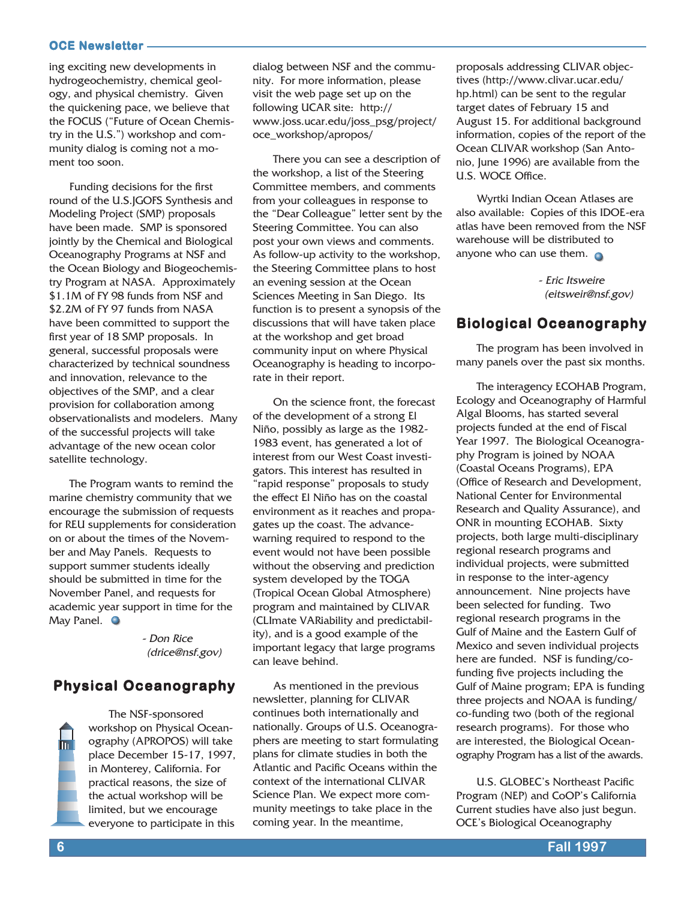ing exciting new developments in hydrogeochemistry, chemical geology, and physical chemistry. Given the quickening pace, we believe that the FOCUS ("Future of Ocean Chemistry in the U.S.") workshop and community dialog is coming not a moment too soon.

Funding decisions for the first round of the U.S.JGOFS Synthesis and Modeling Project (SMP) proposals have been made. SMP is sponsored jointly by the Chemical and Biological Oceanography Programs at NSF and the Ocean Biology and Biogeochemistry Program at NASA. Approximately $1.1M of FY 98 funds from NSF and $2.2M of FY 97 funds from NASA have been committed to support the first year of 18 SMP proposals. In general, successful proposals were characterized by technical soundness and innovation, relevance to the objectives of the SMP, and a clear provision for collaboration among observationalists and modelers. Many of the successful projects will take advantage of the new ocean color satellite technology.

The Program wants to remind the marine chemistry community that we encourage the submission of requests for REU supplements for consideration on or about the times of the November and May Panels. Requests to support summer students ideally should be submitted in time for the November Panel, and requests for academic year support in time for the May Panel.

*- Don Rice (drice@nsf.gov)*

## Physical Oceanography

The NSF-sponsored workshop on Physical Oceanography (APROPOS) will take place December 15-17, 1997, in Monterey, California. For practical reasons, the size of the actual workshop will be limited, but we encourage everyone to participate in this dialog between NSF and the community. For more information, please visit the web page set up on the following UCAR site: http://www.joss.ucar.edu/joss_psg/project/oce_workshop/apropos/

There you can see a description of the workshop, a list of the Steering Committee members, and comments from your colleagues in response to the "Dear Colleague" letter sent by the Steering Committee. You can also post your own views and comments. As follow-up activity to the workshop, the Steering Committee plans to host an evening session at the Ocean Sciences Meeting in San Diego. Its function is to present a synopsis of the discussions that will have taken place at the workshop and get broad community input on where Physical Oceanography is heading to incorporate in their report.

On the science front, the forecast of the development of a strong El Niño, possibly as large as the 1982-1983 event, has generated a lot of interest from our West Coast investigators. This interest has resulted in "rapid response" proposals to study the effect El Niño has on the coastal environment as it reaches and propagates up the coast. The advance-warning required to respond to the event would not have been possible without the observing and prediction system developed by the TOGA (Tropical Ocean Global Atmosphere) program and maintained by CLIVAR (CLImate VARiability and predictability), and is a good example of the important legacy that large programs can leave behind.

As mentioned in the previous newsletter, planning for CLIVAR continues both internationally and nationally. Groups of U.S. Oceanographers are meeting to start formulating plans for climate studies in both the Atlantic and Pacific Oceans within the context of the international CLIVAR Science Plan. We expect more community meetings to take place in the coming year. In the meantime, proposals addressing CLIVAR objectives (http://www.clivar.ucar.edu/hp.html) can be sent to the regular target dates of February 15 and August 15. For additional background information, copies of the report of the Ocean CLIVAR workshop (San Antonio, June 1996) are available from the U.S. WOCE Office.

Wyrtki Indian Ocean Atlases are also available: Copies of this IDOE-era atlas have been removed from the NSF warehouse will be distributed to anyone who can use them.

*- Eric Itsweire (eitsweir@nsf.gov)*

## Biological Oceanography

The program has been involved in many panels over the past six months.

The interagency ECOHAB Program, Ecology and Oceanography of Harmful Algal Blooms, has started several projects funded at the end of Fiscal Year 1997. The Biological Oceanography Program is joined by NOAA (Coastal Oceans Programs), EPA (Office of Research and Development, National Center for Environmental Research and Quality Assurance), and ONR in mounting ECOHAB. Sixty projects, both large multi-disciplinary regional research programs and individual projects, were submitted in response to the inter-agency announcement. Nine projects have been selected for funding. Two regional research programs in the Gulf of Maine and the Eastern Gulf of Mexico and seven individual projects here are funded. NSF is funding/co-funding five projects including the Gulf of Maine program; EPA is funding three projects and NOAA is funding/co-funding two (both of the regional research programs). For those who are interested, the Biological Oceanography Program has a list of the awards.

U.S. GLOBEC's Northeast Pacific Program (NEP) and CoOP's California Current studies have also just begun. OCE's Biological Oceanography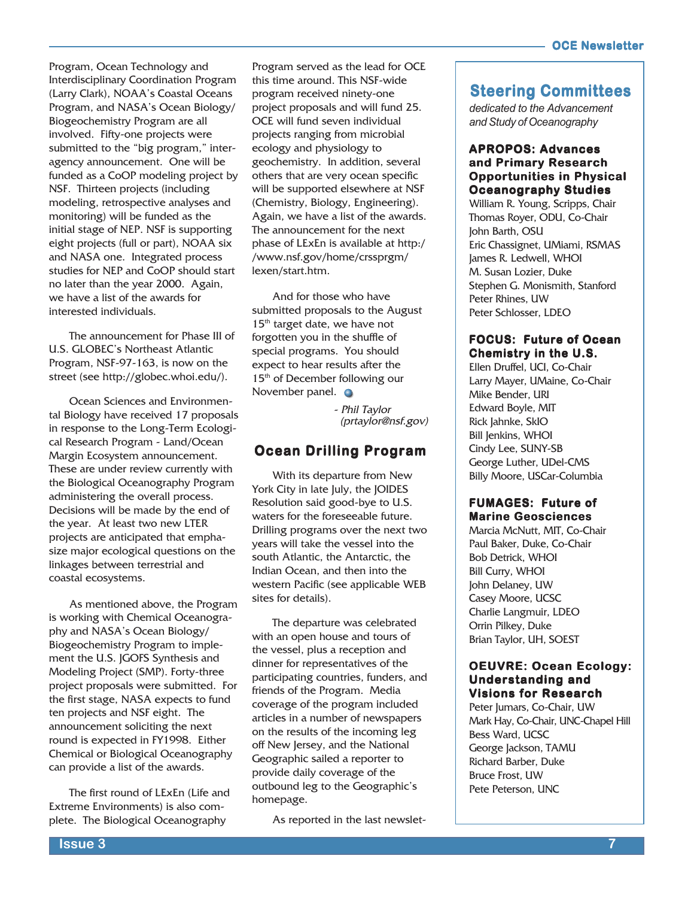Program, Ocean Technology and Interdisciplinary Coordination Program (Larry Clark), NOAA's Coastal Oceans Program, and NASA's Ocean Biology/ Biogeochemistry Program are all involved. Fifty-one projects were submitted to the "big program," inter-agency announcement. One will be funded as a CoOP modeling project by NSF. Thirteen projects (including modeling, retrospective analyses and monitoring) will be funded as the initial stage of NEP. NSF is supporting eight projects (full or part), NOAA six and NASA one. Integrated process studies for NEP and CoOP should start no later than the year 2000. Again, we have a list of the awards for interested individuals.

The announcement for Phase III of U.S. GLOBEC's Northeast Atlantic Program, NSF-97-163, is now on the street (see http://globec.whoi.edu/).

Ocean Sciences and Environmental Biology have received 17 proposals in response to the Long-Term Ecological Research Program - Land/Ocean Margin Ecosystem announcement. These are under review currently with the Biological Oceanography Program administering the overall process. Decisions will be made by the end of the year. At least two new LTER projects are anticipated that emphasize major ecological questions on the linkages between terrestrial and coastal ecosystems.

As mentioned above, the Program is working with Chemical Oceanography and NASA's Ocean Biology/ Biogeochemistry Program to implement the U.S. JGOFS Synthesis and Modeling Project (SMP). Forty-three project proposals were submitted. For the first stage, NASA expects to fund ten projects and NSF eight. The announcement soliciting the next round is expected in FY1998. Either Chemical or Biological Oceanography can provide a list of the awards.

The first round of LExEn (Life and Extreme Environments) is also complete. The Biological Oceanography Program served as the lead for OCE this time around. This NSF-wide program received ninety-one project proposals and will fund 25. OCE will fund seven individual projects ranging from microbial ecology and physiology to geochemistry. In addition, several others that are very ocean specific will be supported elsewhere at NSF (Chemistry, Biology, Engineering). Again, we have a list of the awards. The announcement for the next phase of LExEn is available at http://www.nsf.gov/home/crssprgm/lexen/start.htm.

And for those who have submitted proposals to the August 15th target date, we have not forgotten you in the shuffle of special programs. You should expect to hear results after the 15th of December following our November panel.

*- Phil Taylor (prtaylor@nsf.gov)*

## Ocean Drilling Program

With its departure from New York City in late July, the JOIDES Resolution said good-bye to U.S. waters for the foreseeable future. Drilling programs over the next two years will take the vessel into the south Atlantic, the Antarctic, the Indian Ocean, and then into the western Pacific (see applicable WEB sites for details).

The departure was celebrated with an open house and tours of the vessel, plus a reception and dinner for representatives of the participating countries, funders, and friends of the Program. Media coverage of the program included articles in a number of newspapers on the results of the incoming leg off New Jersey, and the National Geographic sailed a reporter to provide daily coverage of the outbound leg to the Geographic's homepage.

As reported in the last newslet-

## Steering Committees

*dedicated to the Advancement and Study of Oceanography*

### APROPOS: Advances and Primary Research Opportunities in Physical Oceanography Studies

William R. Young, Scripps, Chair
Thomas Royer, ODU, Co-Chair
John Barth, OSU
Eric Chassignet, UMiami, RSMAS
James R. Ledwell, WHOI
M. Susan Lozier, Duke
Stephen G. Monismith, Stanford
Peter Rhines, UW
Peter Schlosser, LDEO

### FOCUS: Future of Ocean Chemistry in the U.S.

Ellen Druffel, UCI, Co-Chair
Larry Mayer, UMaine, Co-Chair
Mike Bender, URI
Edward Boyle, MIT
Rick Jahnke, SkIO
Bill Jenkins, WHOI
Cindy Lee, SUNY-SB
George Luther, UDel-CMS
Billy Moore, USCar-Columbia

### FUMAGES: Future of Marine Geosciences

Marcia McNutt, MIT, Co-Chair
Paul Baker, Duke, Co-Chair
Bob Detrick, WHOI
Bill Curry, WHOI
John Delaney, UW
Casey Moore, UCSC
Charlie Langmuir, LDEO
Orrin Pilkey, Duke
Brian Taylor, UH, SOEST

### OEUVRE: Ocean Ecology: Understanding and Visions for Research

Peter Jumars, Co-Chair, UW
Mark Hay, Co-Chair, UNC-Chapel Hill
Bess Ward, UCSC
George Jackson, TAMU
Richard Barber, Duke
Bruce Frost, UW
Pete Peterson, UNC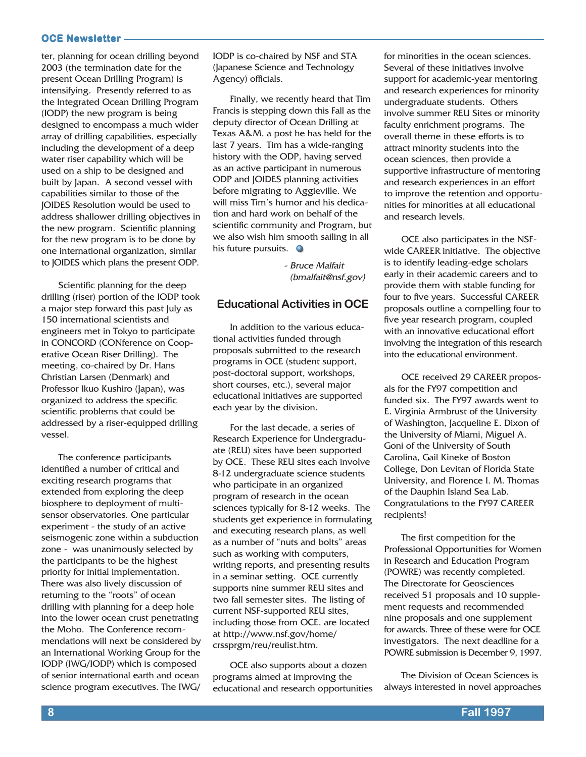ter, planning for ocean drilling beyond 2003 (the termination date for the present Ocean Drilling Program) is intensifying. Presently referred to as the Integrated Ocean Drilling Program (IODP) the new program is being designed to encompass a much wider array of drilling capabilities, especially including the development of a deep water riser capability which will be used on a ship to be designed and built by Japan. A second vessel with capabilities similar to those of the JOIDES Resolution would be used to address shallower drilling objectives in the new program. Scientific planning for the new program is to be done by one international organization, similar to JOIDES which plans the present ODP.

Scientific planning for the deep drilling (riser) portion of the IODP took a major step forward this past July as 150 international scientists and engineers met in Tokyo to participate in CONCORD (CONference on Cooperative Ocean Riser Drilling). The meeting, co-chaired by Dr. Hans Christian Larsen (Denmark) and Professor Ikuo Kushiro (Japan), was organized to address the specific scientific problems that could be addressed by a riser-equipped drilling vessel.

The conference participants identified a number of critical and exciting research programs that extended from exploring the deep biosphere to deployment of multi-sensor observatories. One particular experiment - the study of an active seismogenic zone within a subduction zone - was unanimously selected by the participants to be the highest priority for initial implementation. There was also lively discussion of returning to the "roots" of ocean drilling with planning for a deep hole into the lower ocean crust penetrating the Moho. The Conference recommendations will next be considered by an International Working Group for the IODP (IWG/IODP) which is composed of senior international earth and ocean science program executives. The IWG/IODP is co-chaired by NSF and STA (Japanese Science and Technology Agency) officials.

Finally, we recently heard that Tim Francis is stepping down this Fall as the deputy director of Ocean Drilling at Texas A&M, a post he has held for the last 7 years. Tim has a wide-ranging history with the ODP, having served as an active participant in numerous ODP and JOIDES planning activities before migrating to Aggieville. We will miss Tim's humor and his dedication and hard work on behalf of the scientific community and Program, but we also wish him smooth sailing in all his future pursuits.

*- Bruce Malfait (bmalfait@nsf.gov)*

## Educational Activities in OCE

In addition to the various educational activities funded through proposals submitted to the research programs in OCE (student support, post-doctoral support, workshops, short courses, etc.), several major educational initiatives are supported each year by the division.

For the last decade, a series of Research Experience for Undergraduate (REU) sites have been supported by OCE. These REU sites each involve 8-12 undergraduate science students who participate in an organized program of research in the ocean sciences typically for 8-12 weeks. The students get experience in formulating and executing research plans, as well as a number of "nuts and bolts" areas such as working with computers, writing reports, and presenting results in a seminar setting. OCE currently supports nine summer REU sites and two fall semester sites. The listing of current NSF-supported REU sites, including those from OCE, are located at http://www.nsf.gov/home/crssprgm/reu/reulist.htm.

OCE also supports about a dozen programs aimed at improving the educational and research opportunities for minorities in the ocean sciences. Several of these initiatives involve support for academic-year mentoring and research experiences for minority undergraduate students. Others involve summer REU Sites or minority faculty enrichment programs. The overall theme in these efforts is to attract minority students into the ocean sciences, then provide a supportive infrastructure of mentoring and research experiences in an effort to improve the retention and opportunities for minorities at all educational and research levels.

OCE also participates in the NSF-wide CAREER initiative. The objective is to identify leading-edge scholars early in their academic careers and to provide them with stable funding for four to five years. Successful CAREER proposals outline a compelling four to five year research program, coupled with an innovative educational effort involving the integration of this research into the educational environment.

OCE received 29 CAREER proposals for the FY97 competition and funded six. The FY97 awards went to E. Virginia Armbrust of the University of Washington, Jacqueline E. Dixon of the University of Miami, Miguel A. Goni of the University of South Carolina, Gail Kineke of Boston College, Don Levitan of Florida State University, and Florence I. M. Thomas of the Dauphin Island Sea Lab. Congratulations to the FY97 CAREER recipients!

The first competition for the Professional Opportunities for Women in Research and Education Program (POWRE) was recently completed. The Directorate for Geosciences received 51 proposals and 10 supplement requests and recommended nine proposals and one supplement for awards. Three of these were for OCE investigators. The next deadline for a POWRE submission is December 9, 1997.

The Division of Ocean Sciences is always interested in novel approaches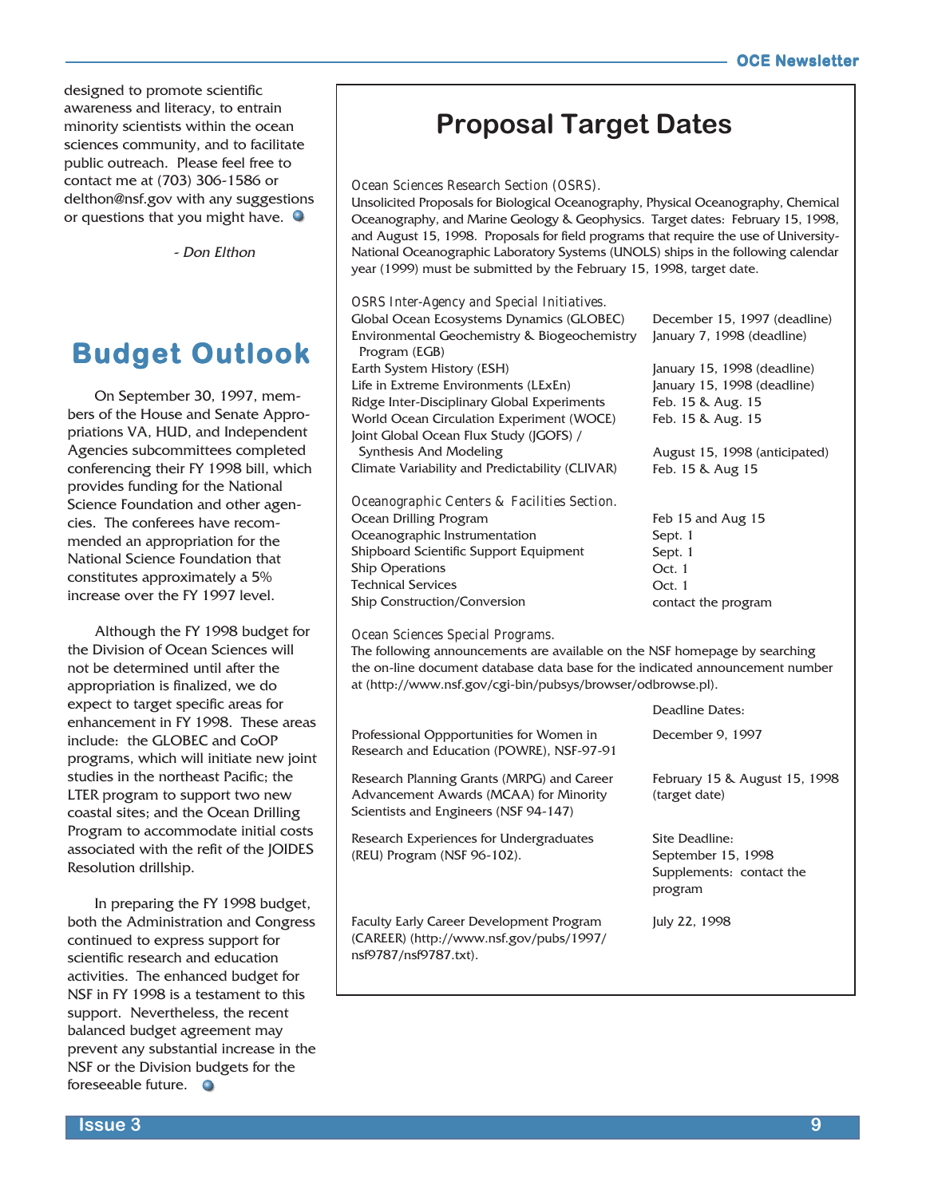designed to promote scientific awareness and literacy, to entrain minority scientists within the ocean sciences community, and to facilitate public outreach. Please feel free to contact me at (703) 306-1586 or delthon@nsf.gov with any suggestions or questions that you might have.

*- Don Elthon*

## Budget Outlook

On September 30, 1997, members of the House and Senate Appropriations VA, HUD, and Independent Agencies subcommittees completed conferencing their FY 1998 bill, which provides funding for the National Science Foundation and other agencies. The conferees have recommended an appropriation for the National Science Foundation that constitutes approximately a 5% increase over the FY 1997 level.

Although the FY 1998 budget for the Division of Ocean Sciences will not be determined until after the appropriation is finalized, we do expect to target specific areas for enhancement in FY 1998. These areas include: the GLOBEC and CoOP programs, which will initiate new joint studies in the northeast Pacific; the LTER program to support two new coastal sites; and the Ocean Drilling Program to accommodate initial costs associated with the refit of the JOIDES Resolution drillship.

In preparing the FY 1998 budget, both the Administration and Congress continued to express support for scientific research and education activities. The enhanced budget for NSF in FY 1998 is a testament to this support. Nevertheless, the recent balanced budget agreement may prevent any substantial increase in the NSF or the Division budgets for the foreseeable future.

## Proposal Target Dates

Ocean Sciences Research Section (OSRS).

Unsolicited Proposals for Biological Oceanography, Physical Oceanography, Chemical Oceanography, and Marine Geology & Geophysics. Target dates: February 15, 1998, and August 15, 1998. Proposals for field programs that require the use of University-National Oceanographic Laboratory Systems (UNOLS) ships in the following calendar year (1999) must be submitted by the February 15, 1998, target date.

OSRS Inter-Agency and Special Initiatives.

| | |
|---|---|
| Global Ocean Ecosystems Dynamics (GLOBEC) | December 15, 1997 (deadline) |
| Environmental Geochemistry & Biogeochemistry Program (EGB) | January 7, 1998 (deadline) |
| Earth System History (ESH) | January 15, 1998 (deadline) |
| Life in Extreme Environments (LExEn) | January 15, 1998 (deadline) |
| Ridge Inter-Disciplinary Global Experiments | Feb. 15 & Aug. 15 |
| World Ocean Circulation Experiment (WOCE) | Feb. 15 & Aug. 15 |
| Joint Global Ocean Flux Study (JGOFS) / Synthesis And Modeling | August 15, 1998 (anticipated) |
| Climate Variability and Predictability (CLIVAR) | Feb. 15 & Aug 15 |

Oceanographic Centers & Facilities Section.

| | |
|---|---|
| Ocean Drilling Program | Feb 15 and Aug 15 |
| Oceanographic Instrumentation | Sept. 1 |
| Shipboard Scientific Support Equipment | Sept. 1 |
| Ship Operations | Oct. 1 |
| Technical Services | Oct. 1 |
| Ship Construction/Conversion | contact the program |

Ocean Sciences Special Programs.

The following announcements are available on the NSF homepage by searching the on-line document database data base for the indicated announcement number at (http://www.nsf.gov/cgi-bin/pubsys/browser/odbrowse.pl).

| | Deadline Dates: |
|---|---|
| Professional Oppportunities for Women in Research and Education (POWRE), NSF-97-91 | December 9, 1997 |
| Research Planning Grants (MRPG) and Career Advancement Awards (MCAA) for Minority Scientists and Engineers (NSF 94-147) | February 15 & August 15, 1998 (target date) |
| Research Experiences for Undergraduates (REU) Program (NSF 96-102). | Site Deadline: September 15, 1998 Supplements: contact the program |
| Faculty Early Career Development Program (CAREER) (http://www.nsf.gov/pubs/1997/nsf9787/nsf9787.txt). | July 22, 1998 |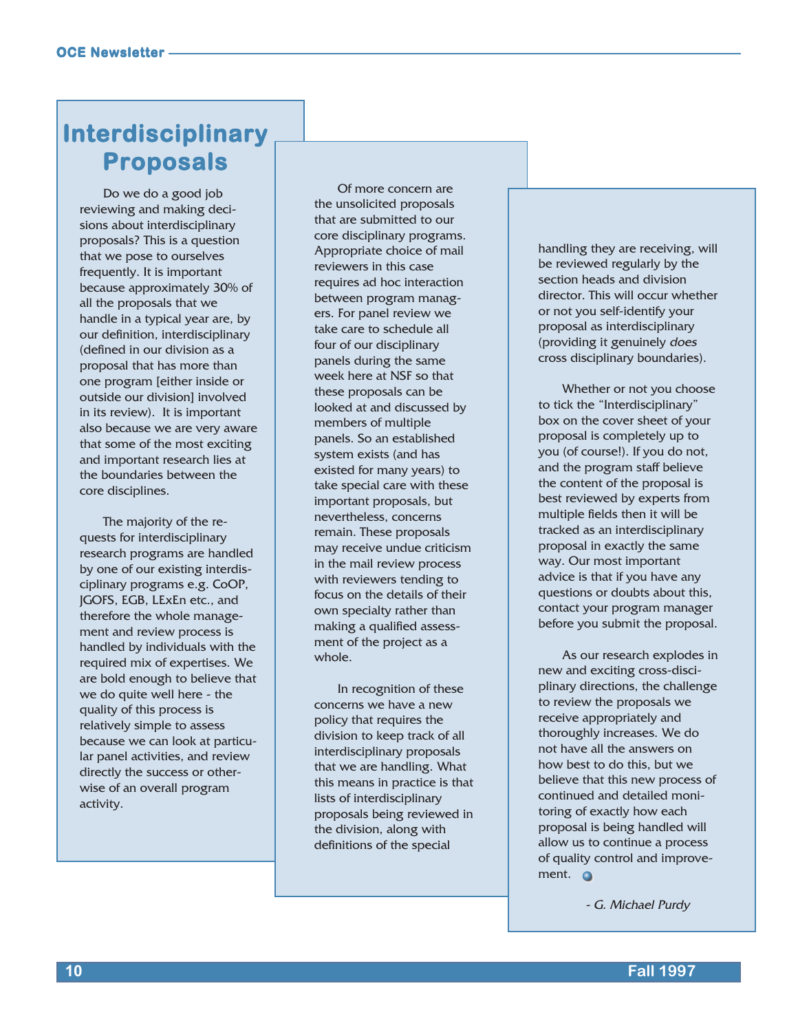# Interdisciplinary Proposals

Do we do a good job reviewing and making decisions about interdisciplinary proposals? This is a question that we pose to ourselves frequently. It is important because approximately 30% of all the proposals that we handle in a typical year are, by our definition, interdisciplinary (defined in our division as a proposal that has more than one program [either inside or outside our division] involved in its review). It is important also because we are very aware that some of the most exciting and important research lies at the boundaries between the core disciplines.

The majority of the requests for interdisciplinary research programs are handled by one of our existing interdisciplinary programs e.g. CoOP, JGOFS, EGB, LExEn etc., and therefore the whole management and review process is handled by individuals with the required mix of expertises. We are bold enough to believe that we do quite well here - the quality of this process is relatively simple to assess because we can look at particular panel activities, and review directly the success or otherwise of an overall program activity.

Of more concern are the unsolicited proposals that are submitted to our core disciplinary programs. Appropriate choice of mail reviewers in this case requires ad hoc interaction between program managers. For panel review we take care to schedule all four of our disciplinary panels during the same week here at NSF so that these proposals can be looked at and discussed by members of multiple panels. So an established system exists (and has existed for many years) to take special care with these important proposals, but nevertheless, concerns remain. These proposals may receive undue criticism in the mail review process with reviewers tending to focus on the details of their own specialty rather than making a qualified assessment of the project as a whole.

In recognition of these concerns we have a new policy that requires the division to keep track of all interdisciplinary proposals that we are handling. What this means in practice is that lists of interdisciplinary proposals being reviewed in the division, along with definitions of the special handling they are receiving, will be reviewed regularly by the section heads and division director. This will occur whether or not you self-identify your proposal as interdisciplinary (providing it genuinely *does* cross disciplinary boundaries).

Whether or not you choose to tick the “Interdisciplinary” box on the cover sheet of your proposal is completely up to you (of course!). If you do not, and the program staff believe the content of the proposal is best reviewed by experts from multiple fields then it will be tracked as an interdisciplinary proposal in exactly the same way. Our most important advice is that if you have any questions or doubts about this, contact your program manager before you submit the proposal.

As our research explodes in new and exciting cross-disciplinary directions, the challenge to review the proposals we receive appropriately and thoroughly increases. We do not have all the answers on how best to do this, but we believe that this new process of continued and detailed monitoring of exactly how each proposal is being handled will allow us to continue a process of quality control and improvement.

*- G. Michael Purdy*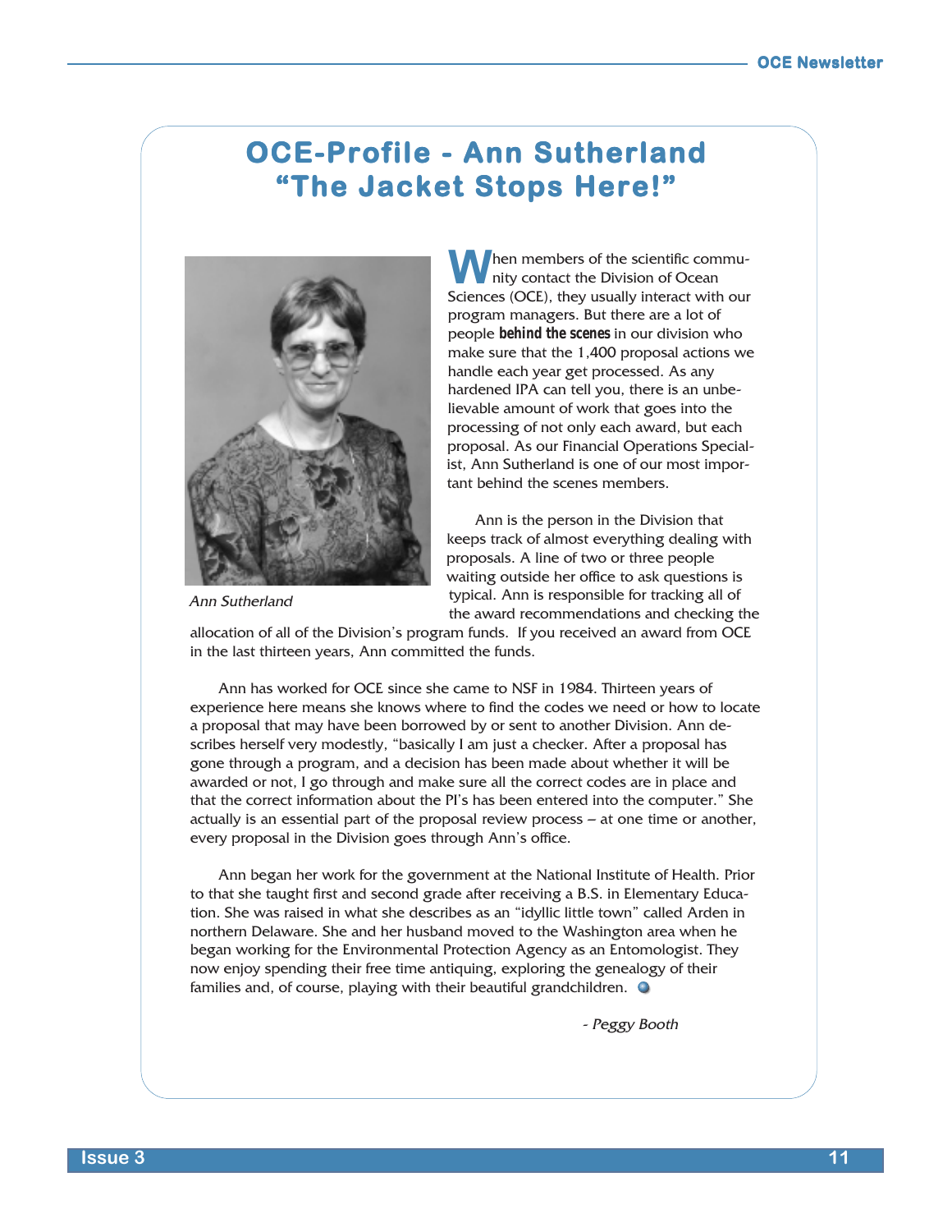# OCE-Profile - Ann Sutherland
# "The Jacket Stops Here!"

Ann Sutherland

When members of the scientific community contact the Division of Ocean Sciences (OCE), they usually interact with our program managers. But there are a lot of people **behind the scenes** in our division who make sure that the 1,400 proposal actions we handle each year get processed. As any hardened IPA can tell you, there is an unbelievable amount of work that goes into the processing of not only each award, but each proposal. As our Financial Operations Specialist, Ann Sutherland is one of our most important behind the scenes members.

Ann is the person in the Division that keeps track of almost everything dealing with proposals. A line of two or three people waiting outside her office to ask questions is typical. Ann is responsible for tracking all of the award recommendations and checking the allocation of all of the Division's program funds. If you received an award from OCE in the last thirteen years, Ann committed the funds.

Ann has worked for OCE since she came to NSF in 1984. Thirteen years of experience here means she knows where to find the codes we need or how to locate a proposal that may have been borrowed by or sent to another Division. Ann describes herself very modestly, "basically I am just a checker. After a proposal has gone through a program, and a decision has been made about whether it will be awarded or not, I go through and make sure all the correct codes are in place and that the correct information about the PI's has been entered into the computer." She actually is an essential part of the proposal review process – at one time or another, every proposal in the Division goes through Ann's office.

Ann began her work for the government at the National Institute of Health. Prior to that she taught first and second grade after receiving a B.S. in Elementary Education. She was raised in what she describes as an "idyllic little town" called Arden in northern Delaware. She and her husband moved to the Washington area when he began working for the Environmental Protection Agency as an Entomologist. They now enjoy spending their free time antiquing, exploring the genealogy of their families and, of course, playing with their beautiful grandchildren.

*- Peggy Booth*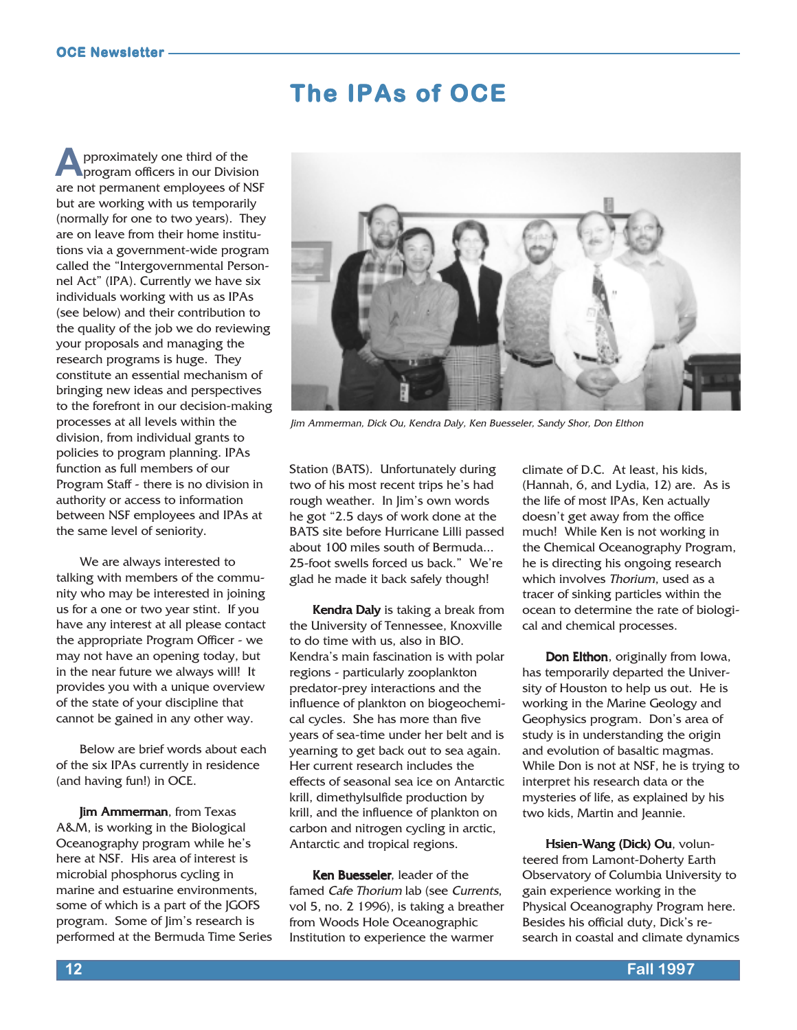# The IPAs of OCE

Approximately one third of the program officers in our Division are not permanent employees of NSF but are working with us temporarily (normally for one to two years). They are on leave from their home institutions via a government-wide program called the "Intergovernmental Personnel Act" (IPA). Currently we have six individuals working with us as IPAs (see below) and their contribution to the quality of the job we do reviewing your proposals and managing the research programs is huge. They constitute an essential mechanism of bringing new ideas and perspectives to the forefront in our decision-making processes at all levels within the division, from individual grants to policies to program planning. IPAs function as full members of our Program Staff - there is no division in authority or access to information between NSF employees and IPAs at the same level of seniority.

We are always interested to talking with members of the community who may be interested in joining us for a one or two year stint. If you have any interest at all please contact the appropriate Program Officer - we may not have an opening today, but in the near future we always will! It provides you with a unique overview of the state of your discipline that cannot be gained in any other way.

Below are brief words about each of the six IPAs currently in residence (and having fun!) in OCE.

*Jim Ammerman, Dick Ou, Kendra Daly, Ken Buesseler, Sandy Shor, Don Elthon*

**Jim Ammerman**, from Texas A&M, is working in the Biological Oceanography program while he's here at NSF. His area of interest is microbial phosphorus cycling in marine and estuarine environments, some of which is a part of the JGOFS program. Some of Jim's research is performed at the Bermuda Time Series Station (BATS). Unfortunately during two of his most recent trips he's had rough weather. In Jim's own words he got "2.5 days of work done at the BATS site before Hurricane Lilli passed about 100 miles south of Bermuda... 25-foot swells forced us back." We're glad he made it back safely though!

**Kendra Daly** is taking a break from the University of Tennessee, Knoxville to do time with us, also in BIO. Kendra's main fascination is with polar regions - particularly zooplankton predator-prey interactions and the influence of plankton on biogeochemical cycles. She has more than five years of sea-time under her belt and is yearning to get back out to sea again. Her current research includes the effects of seasonal sea ice on Antarctic krill, dimethylsulfide production by krill, and the influence of plankton on carbon and nitrogen cycling in arctic, Antarctic and tropical regions.

**Ken Buesseler**, leader of the famed *Cafe Thorium* lab (see *Currents*, vol 5, no. 2 1996), is taking a breather from Woods Hole Oceanographic Institution to experience the warmer climate of D.C. At least, his kids, (Hannah, 6, and Lydia, 12) are. As is the life of most IPAs, Ken actually doesn't get away from the office much! While Ken is not working in the Chemical Oceanography Program, he is directing his ongoing research which involves *Thorium*, used as a tracer of sinking particles within the ocean to determine the rate of biological and chemical processes.

**Don Elthon**, originally from Iowa, has temporarily departed the University of Houston to help us out. He is working in the Marine Geology and Geophysics program. Don's area of study is in understanding the origin and evolution of basaltic magmas. While Don is not at NSF, he is trying to interpret his research data or the mysteries of life, as explained by his two kids, Martin and Jeannie.

**Hsien-Wang (Dick) Ou**, volunteered from Lamont-Doherty Earth Observatory of Columbia University to gain experience working in the Physical Oceanography Program here. Besides his official duty, Dick's research in coastal and climate dynamics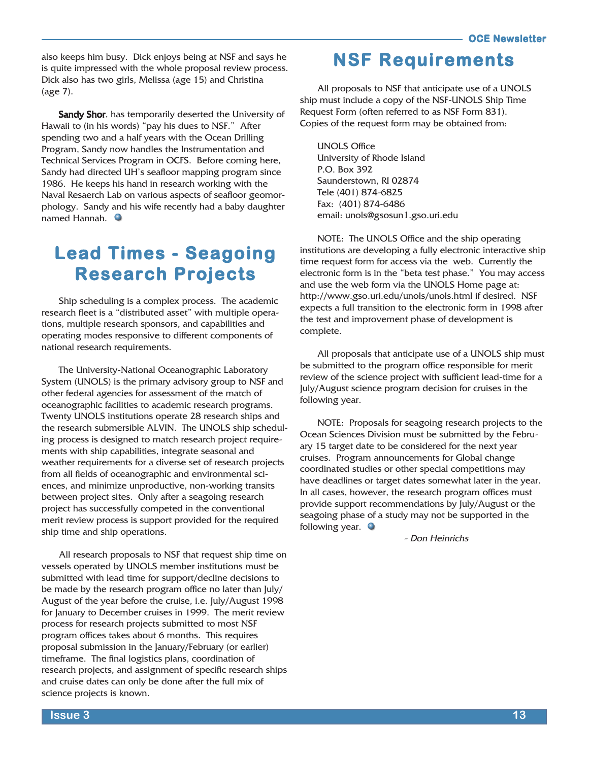also keeps him busy. Dick enjoys being at NSF and says he is quite impressed with the whole proposal review process. Dick also has two girls, Melissa (age 15) and Christina (age 7).

**Sandy Shor**, has temporarily deserted the University of Hawaii to (in his words) "pay his dues to NSF." After spending two and a half years with the Ocean Drilling Program, Sandy now handles the Instrumentation and Technical Services Program in OCFS. Before coming here, Sandy had directed UH's seafloor mapping program since 1986. He keeps his hand in research working with the Naval Resaerch Lab on various aspects of seafloor geomorphology. Sandy and his wife recently had a baby daughter named Hannah.

# Lead Times - Seagoing Research Projects

Ship scheduling is a complex process. The academic research fleet is a "distributed asset" with multiple operations, multiple research sponsors, and capabilities and operating modes responsive to different components of national research requirements.

The University-National Oceanographic Laboratory System (UNOLS) is the primary advisory group to NSF and other federal agencies for assessment of the match of oceanographic facilities to academic research programs. Twenty UNOLS institutions operate 28 research ships and the research submersible ALVIN. The UNOLS ship scheduling process is designed to match research project requirements with ship capabilities, integrate seasonal and weather requirements for a diverse set of research projects from all fields of oceanographic and environmental sciences, and minimize unproductive, non-working transits between project sites. Only after a seagoing research project has successfully competed in the conventional merit review process is support provided for the required ship time and ship operations.

All research proposals to NSF that request ship time on vessels operated by UNOLS member institutions must be submitted with lead time for support/decline decisions to be made by the research program office no later than July/August of the year before the cruise, i.e. July/August 1998 for January to December cruises in 1999. The merit review process for research projects submitted to most NSF program offices takes about 6 months. This requires proposal submission in the January/February (or earlier) timeframe. The final logistics plans, coordination of research projects, and assignment of specific research ships and cruise dates can only be done after the full mix of science projects is known.

# NSF Requirements

All proposals to NSF that anticipate use of a UNOLS ship must include a copy of the NSF-UNOLS Ship Time Request Form (often referred to as NSF Form 831). Copies of the request form may be obtained from:

UNOLS Office
University of Rhode Island
P.O. Box 392
Saunderstown, RI 02874
Tele (401) 874-6825
Fax: (401) 874-6486
email: unols@gsosun1.gso.uri.edu

NOTE: The UNOLS Office and the ship operating institutions are developing a fully electronic interactive ship time request form for access via the web. Currently the electronic form is in the "beta test phase." You may access and use the web form via the UNOLS Home page at: http://www.gso.uri.edu/unols/unols.html if desired. NSF expects a full transition to the electronic form in 1998 after the test and improvement phase of development is complete.

All proposals that anticipate use of a UNOLS ship must be submitted to the program office responsible for merit review of the science project with sufficient lead-time for a July/August science program decision for cruises in the following year.

NOTE: Proposals for seagoing research projects to the Ocean Sciences Division must be submitted by the February 15 target date to be considered for the next year cruises. Program announcements for Global change coordinated studies or other special competitions may have deadlines or target dates somewhat later in the year. In all cases, however, the research program offices must provide support recommendations by July/August or the seagoing phase of a study may not be supported in the following year.

*- Don Heinrichs*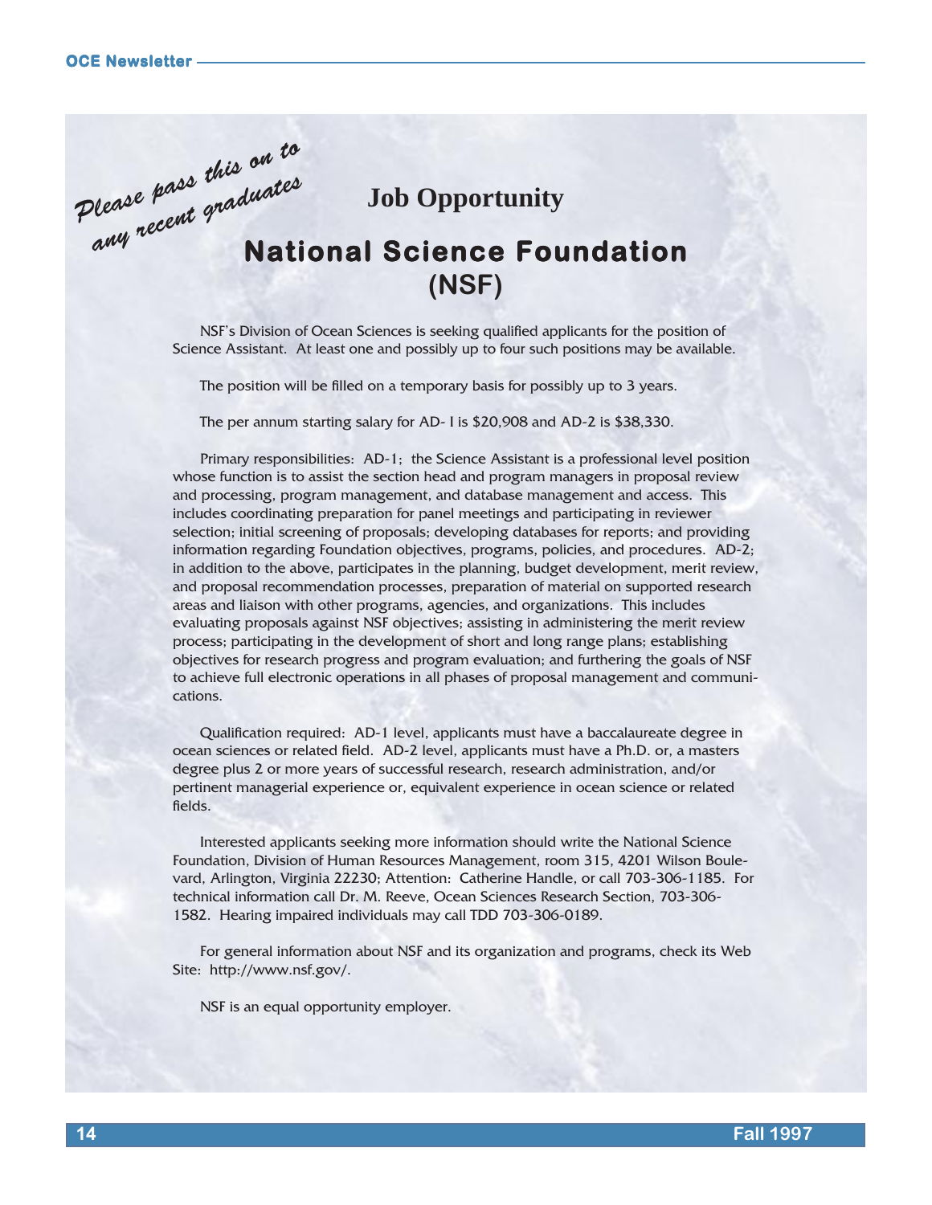*Please pass this on to any recent graduates*

## Job Opportunity

# National Science Foundation (NSF)

NSF's Division of Ocean Sciences is seeking qualified applicants for the position of Science Assistant. At least one and possibly up to four such positions may be available.

The position will be filled on a temporary basis for possibly up to 3 years.

The per annum starting salary for AD- I is $20,908 and AD-2 is $38,330.

Primary responsibilities: AD-1; the Science Assistant is a professional level position whose function is to assist the section head and program managers in proposal review and processing, program management, and database management and access. This includes coordinating preparation for panel meetings and participating in reviewer selection; initial screening of proposals; developing databases for reports; and providing information regarding Foundation objectives, programs, policies, and procedures. AD-2; in addition to the above, participates in the planning, budget development, merit review, and proposal recommendation processes, preparation of material on supported research areas and liaison with other programs, agencies, and organizations. This includes evaluating proposals against NSF objectives; assisting in administering the merit review process; participating in the development of short and long range plans; establishing objectives for research progress and program evaluation; and furthering the goals of NSF to achieve full electronic operations in all phases of proposal management and communications.

Qualification required: AD-1 level, applicants must have a baccalaureate degree in ocean sciences or related field. AD-2 level, applicants must have a Ph.D. or, a masters degree plus 2 or more years of successful research, research administration, and/or pertinent managerial experience or, equivalent experience in ocean science or related fields.

Interested applicants seeking more information should write the National Science Foundation, Division of Human Resources Management, room 315, 4201 Wilson Boulevard, Arlington, Virginia 22230; Attention: Catherine Handle, or call 703-306-1185. For technical information call Dr. M. Reeve, Ocean Sciences Research Section, 703-306-1582. Hearing impaired individuals may call TDD 703-306-0189.

For general information about NSF and its organization and programs, check its Web Site: http://www.nsf.gov/.

NSF is an equal opportunity employer.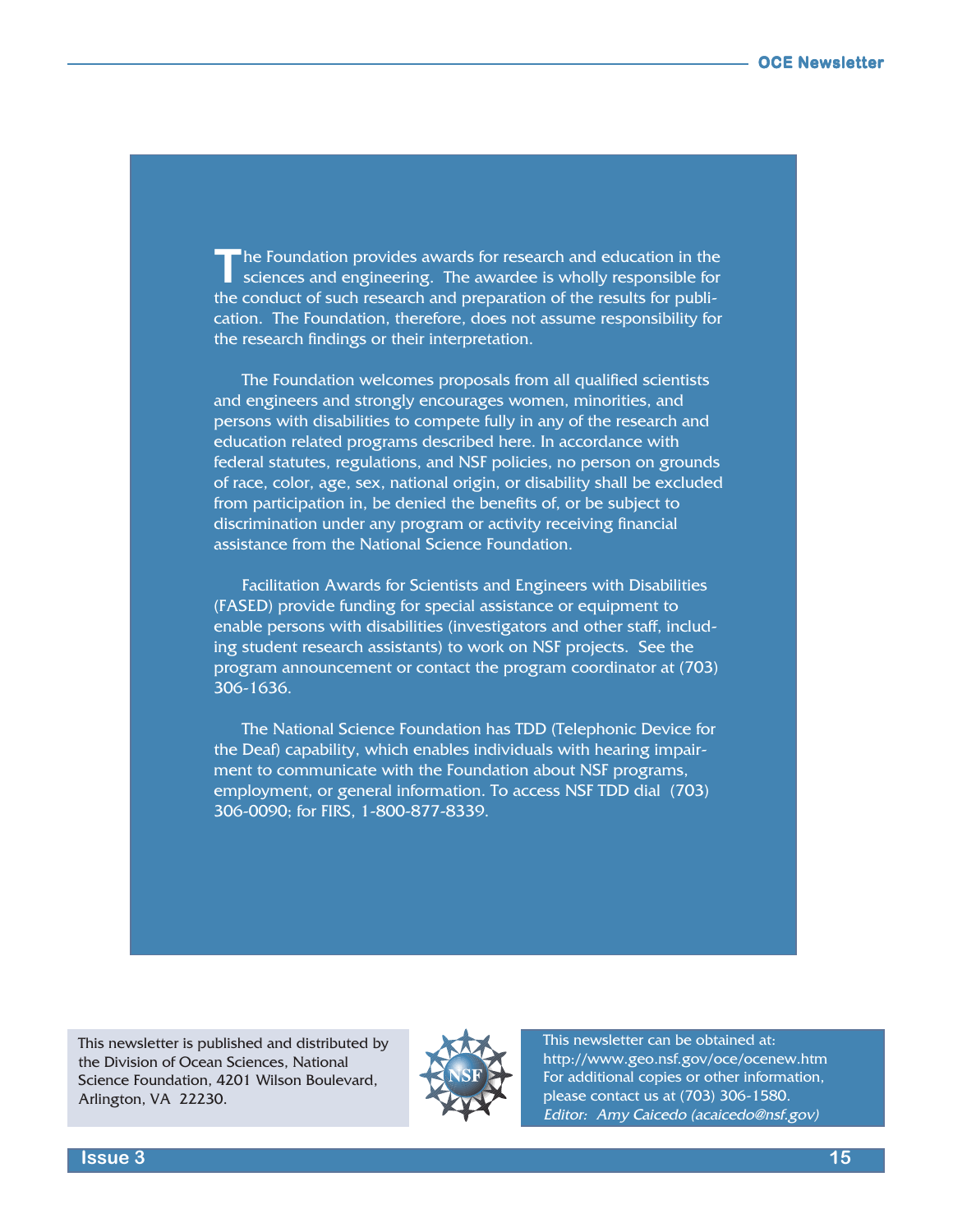The Foundation provides awards for research and education in the sciences and engineering. The awardee is wholly responsible for the conduct of such research and preparation of the results for publication. The Foundation, therefore, does not assume responsibility for the research findings or their interpretation.

The Foundation welcomes proposals from all qualified scientists and engineers and strongly encourages women, minorities, and persons with disabilities to compete fully in any of the research and education related programs described here. In accordance with federal statutes, regulations, and NSF policies, no person on grounds of race, color, age, sex, national origin, or disability shall be excluded from participation in, be denied the benefits of, or be subject to discrimination under any program or activity receiving financial assistance from the National Science Foundation.

Facilitation Awards for Scientists and Engineers with Disabilities (FASED) provide funding for special assistance or equipment to enable persons with disabilities (investigators and other staff, including student research assistants) to work on NSF projects. See the program announcement or contact the program coordinator at (703) 306-1636.

The National Science Foundation has TDD (Telephonic Device for the Deaf) capability, which enables individuals with hearing impairment to communicate with the Foundation about NSF programs, employment, or general information. To access NSF TDD dial (703) 306-0090; for FIRS, 1-800-877-8339.

This newsletter is published and distributed by the Division of Ocean Sciences, National Science Foundation, 4201 Wilson Boulevard, Arlington, VA 22230.

This newsletter can be obtained at:
http://www.geo.nsf.gov/oce/ocenew.htm
For additional copies or other information, please contact us at (703) 306-1580.
*Editor: Amy Caicedo (acaicedo@nsf.gov)*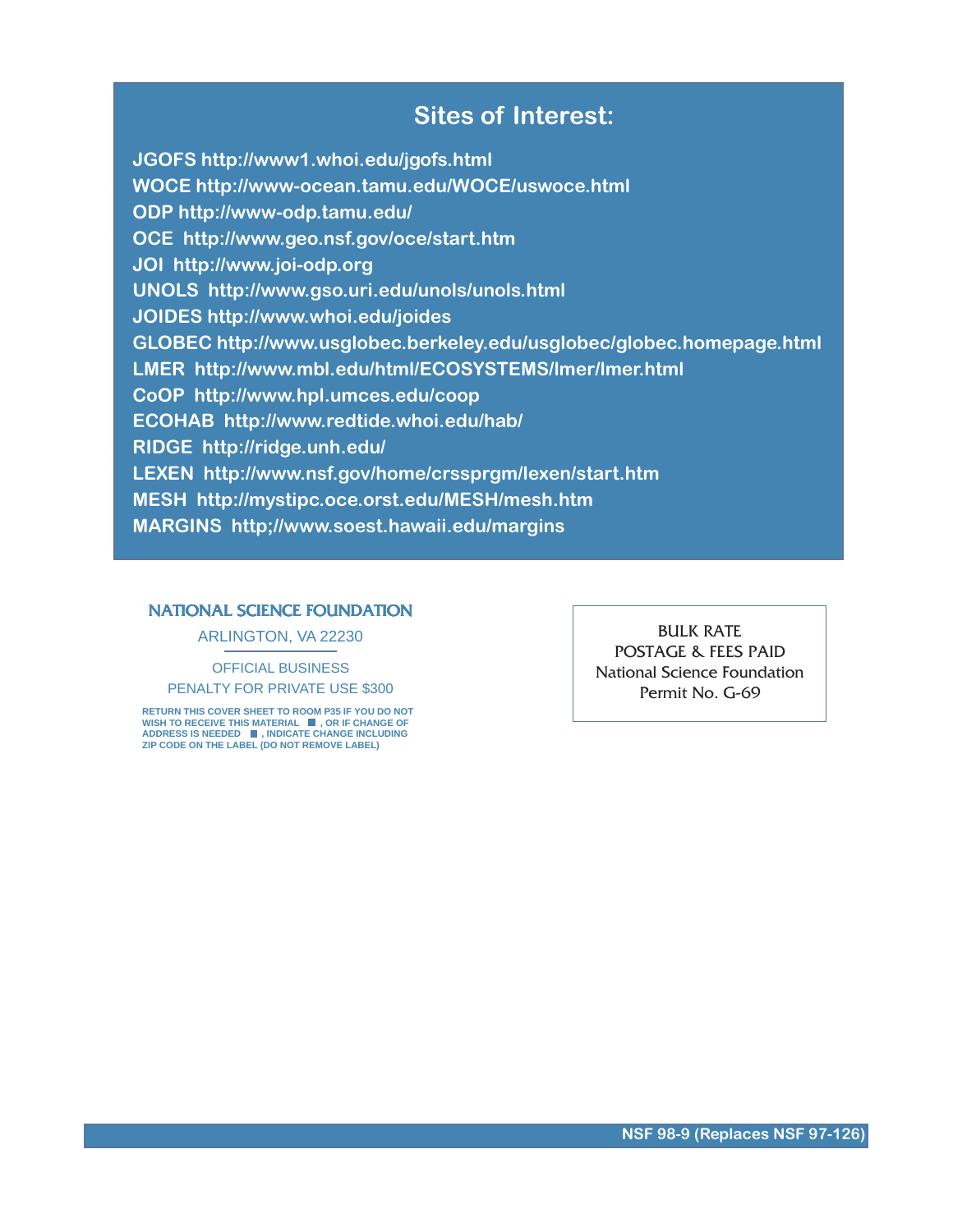## Sites of Interest:

**JGOFS http://www1.whoi.edu/jgofs.html**
**WOCE http://www-ocean.tamu.edu/WOCE/uswoce.html**
**ODP http://www-odp.tamu.edu/**
**OCE http://www.geo.nsf.gov/oce/start.htm**
**JOI http://www.joi-odp.org**
**UNOLS http://www.gso.uri.edu/unols/unols.html**
**JOIDES http://www.whoi.edu/joides**
**GLOBEC http://www.usglobec.berkeley.edu/usglobec/globec.homepage.html**
**LMER http://www.mbl.edu/html/ECOSYSTEMS/lmer/lmer.html**
**CoOP http://www.hpl.umces.edu/coop**
**ECOHAB http://www.redtide.whoi.edu/hab/**
**RIDGE http://ridge.unh.edu/**
**LEXEN http://www.nsf.gov/home/crssprgm/lexen/start.htm**
**MESH http://mystipc.oce.orst.edu/MESH/mesh.htm**
**MARGINS http;//www.soest.hawaii.edu/margins**

NATIONAL SCIENCE FOUNDATION
ARLINGTON, VA 22230

OFFICIAL BUSINESS
PENALTY FOR PRIVATE USE $300

RETURN THIS COVER SHEET TO ROOM P35 IF YOU DO NOT WISH TO RECEIVE THIS MATERIAL ■, OR IF CHANGE OF ADDRESS IS NEEDED ■, INDICATE CHANGE INCLUDING ZIP CODE ON THE LABEL (DO NOT REMOVE LABEL)

BULK RATE
POSTAGE & FEES PAID
National Science Foundation
Permit No. G-69

**NSF 98-9 (Replaces NSF 97-126)**